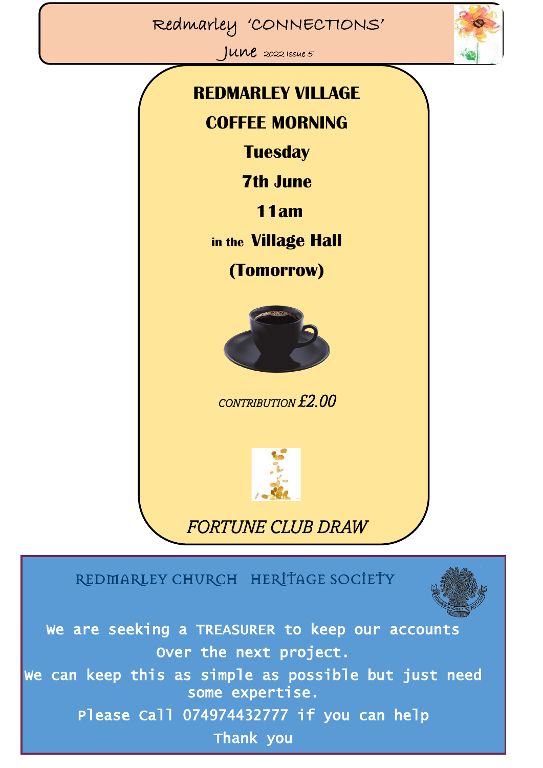# Redmarley 'CONNECTIONS'

June 2022 Issue 5

## REDMARLEY VILLAGE COFFEE MORNING

**Tuesday**

**7th June**

**11am**

**in the Village Hall**

**(Tomorrow)**

*CONTRIBUTION £2.00*

*FORTUNE CLUB DRAW*

## REDMARLEY CHURCH HERITAGE SOCIETY

We are seeking a TREASURER to keep our accounts over the next project.

We can keep this as simple as possible but just need some expertise.

Please Call 074974432777 if you can help

Thank you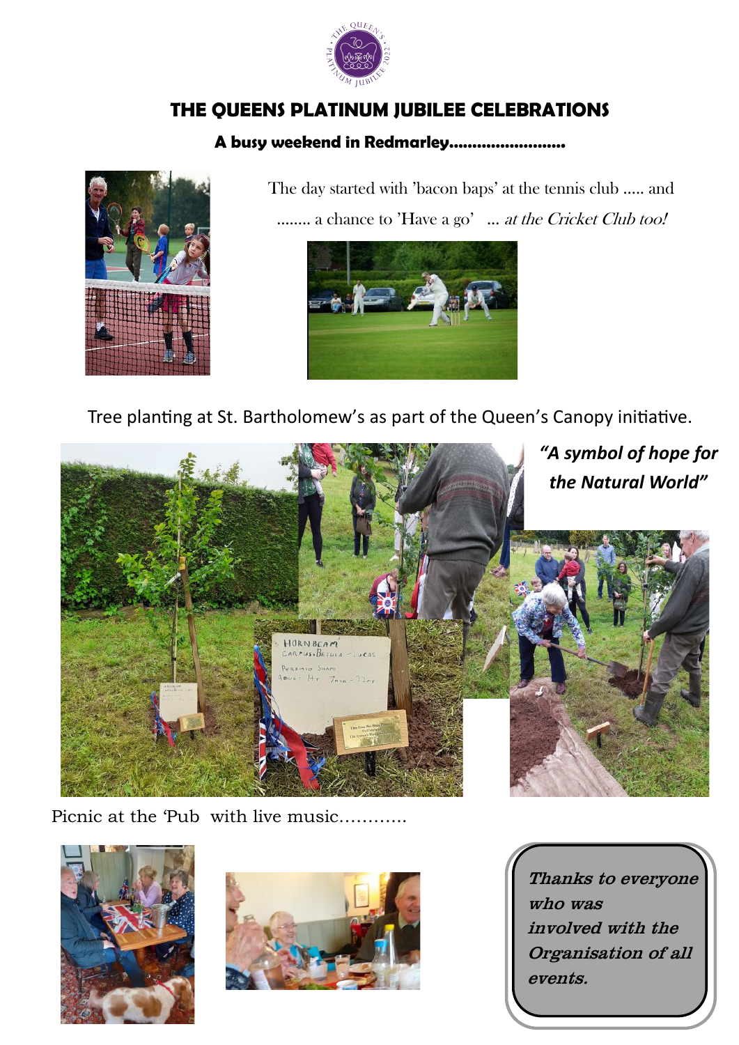# THE QUEENS PLATINUM JUBILEE CELEBRATIONS

**A busy weekend in Redmarley……………………..**

The day started with 'bacon baps' at the tennis club ….. and

…….. a chance to 'Have a go' … *at the Cricket Club too!*

Tree planting at St. Bartholomew's as part of the Queen's Canopy initiative.

***"A symbol of hope for the Natural World"***

Picnic at the 'Pub with live music…………

*Thanks to everyone who was involved with the Organisation of all events.*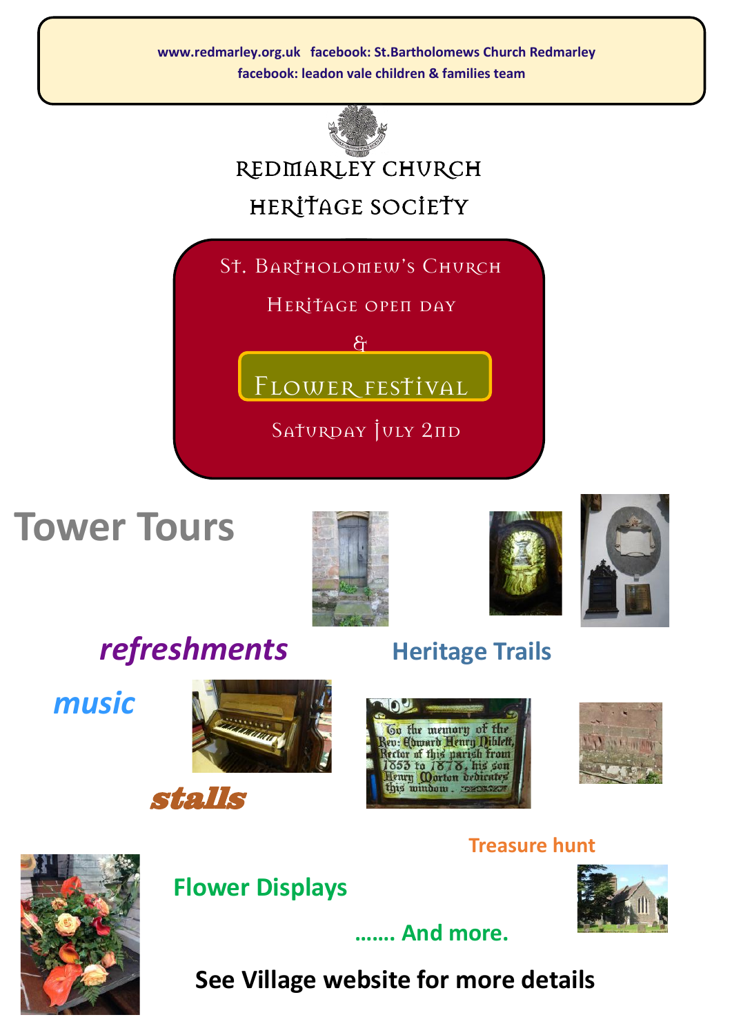www.redmarley.org.uk facebook: St.Bartholomews Church Redmarley
facebook: leadon vale children & families team

# REDMARLEY CHURCH HERITAGE SOCIETY

## St. Bartholomew's Church Heritage open day & Flower festival

**Saturday July 2nd**

**Tower Tours**

***refreshments***

**Heritage Trails**

***music***

***stalls***

Go the memory of the Rev: Edward Henry Niblett, Rector of this parish from 1853 to 1878, his son Henry Morton dedicates this window.

**Treasure hunt**

**Flower Displays**

**……. And more.**

**See Village website for more details**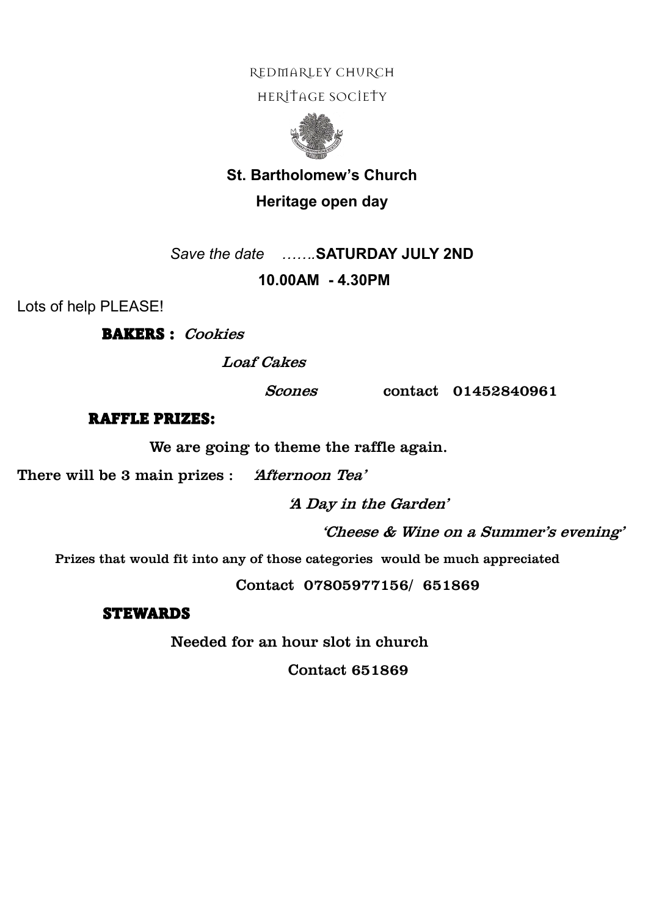Redmarley Church

Heritage Society

## St. Bartholomew's Church

## Heritage open day

*Save the date* …….**SATURDAY JULY 2ND**

**10.00AM - 4.30PM**

Lots of help PLEASE!

**BAKERS :** *Cookies*

*Loaf Cakes*

*Scones* contact 01452840961

**RAFFLE PRIZES:**

We are going to theme the raffle again.

There will be 3 main prizes : *'Afternoon Tea'*

*'A Day in the Garden'*

*'Cheese & Wine on a Summer's evening'*

Prizes that would fit into any of those categories would be much appreciated

Contact 07805977156/ 651869

**STEWARDS**

Needed for an hour slot in church

Contact 651869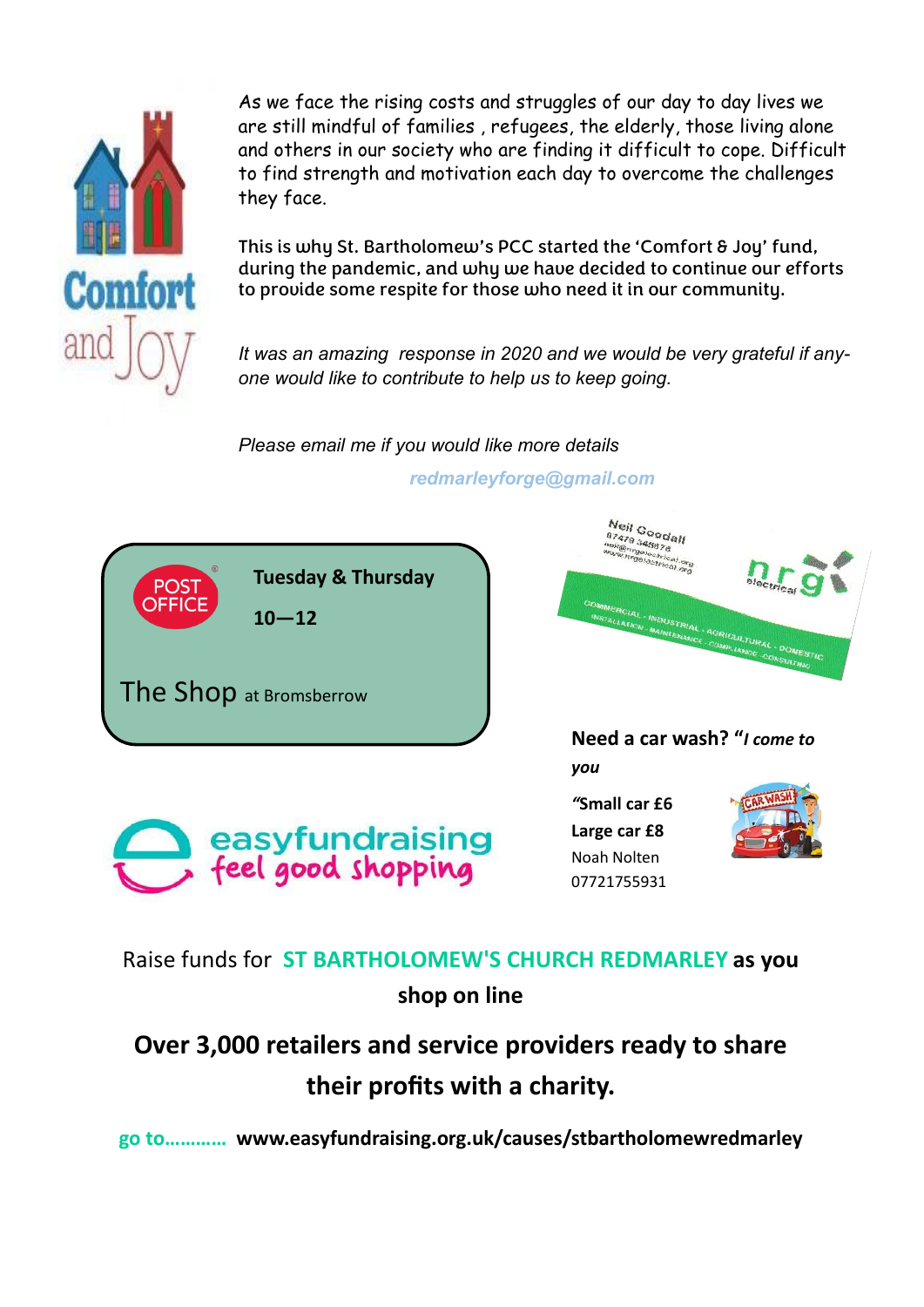Comfort and Joy

As we face the rising costs and struggles of our day to day lives we are still mindful of families , refugees, the elderly, those living alone and others in our society who are finding it difficult to cope. Difficult to find strength and motivation each day to overcome the challenges they face.

This is why St. Bartholomew's PCC started the 'Comfort & Joy' fund, during the pandemic, and why we have decided to continue our efforts to provide some respite for those who need it in our community.

*It was an amazing response in 2020 and we would be very grateful if any-one would like to contribute to help us to keep going.*

*Please email me if you would like more details*

***redmarleyforge@gmail.com***

POST OFFICE

**Tuesday & Thursday**

**10—12**

The Shop at Bromsberrow

Neil Goodall
07479 345678
neil@nrgelectrical.org
www.nrgelectrical.org

nrg electrical

COMMERCIAL - INDUSTRIAL - AGRICULTURAL - DOMESTIC
INSTALLATION - MAINTENANCE - COMPLIANCE - CONSULTING

**Need a car wash? "*I come to you***

**"Small car £6**
**Large car £8**
Noah Nolten
07721755931

easyfundraising
feel good shopping

Raise funds for **ST BARTHOLOMEW'S CHURCH REDMARLEY as you shop on line**

**Over 3,000 retailers and service providers ready to share their profits with a charity.**

**go to………… www.easyfundraising.org.uk/causes/stbartholomewredmarley**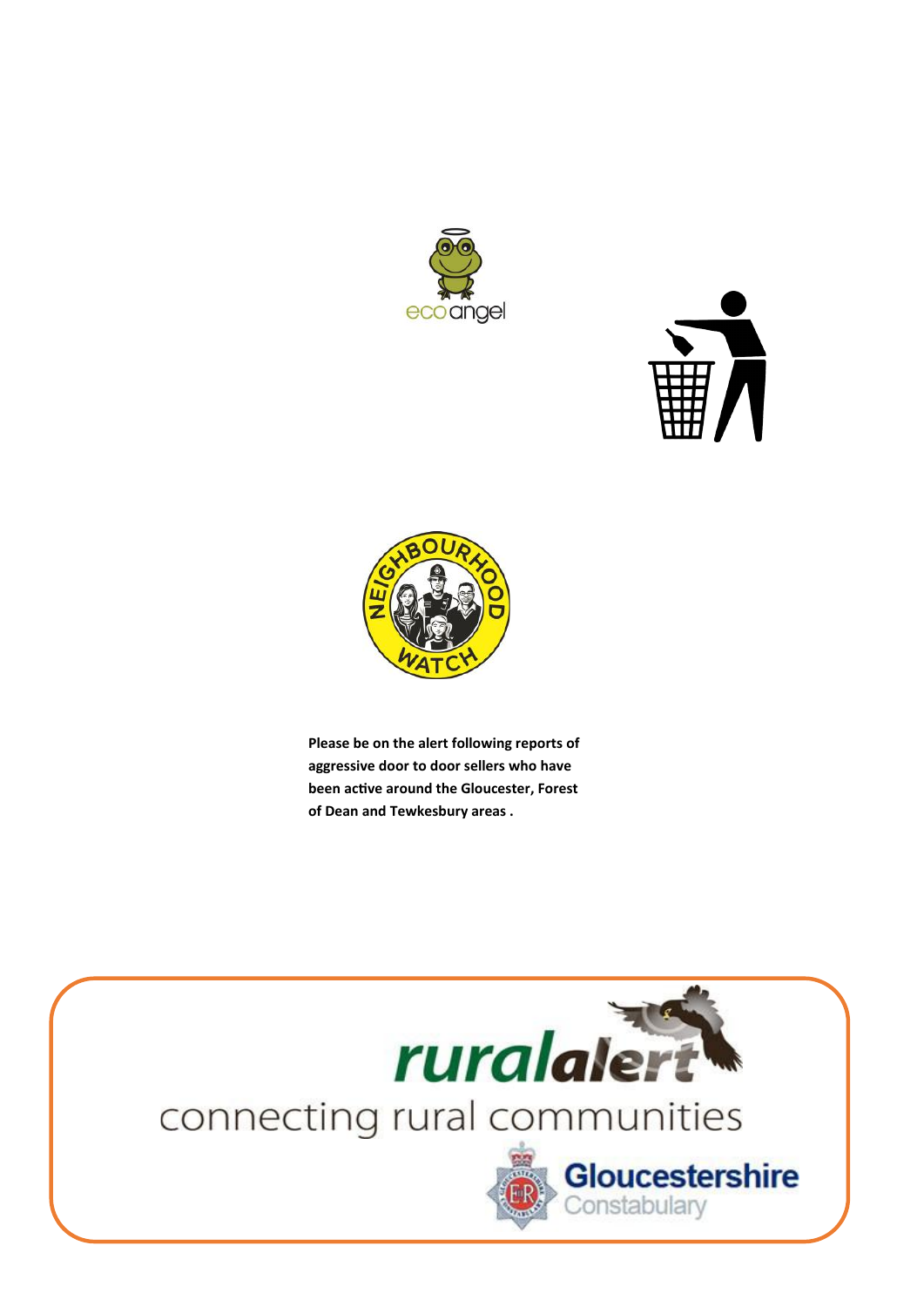**Please be on the alert following reports of aggressive door to door sellers who have been active around the Gloucester, Forest of Dean and Tewkesbury areas .**